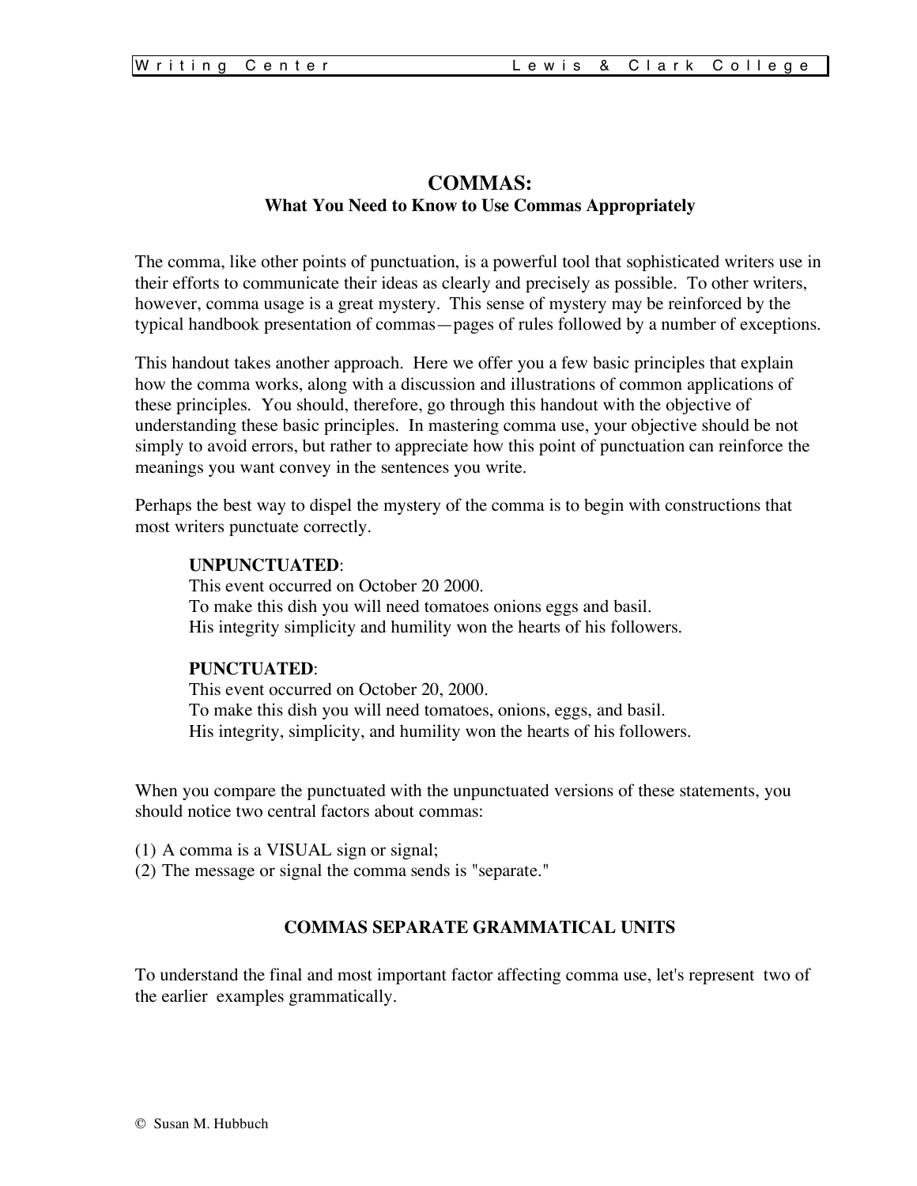# COMMAS:

## What You Need to Know to Use Commas Appropriately

The comma, like other points of punctuation, is a powerful tool that sophisticated writers use in their efforts to communicate their ideas as clearly and precisely as possible. To other writers, however, comma usage is a great mystery. This sense of mystery may be reinforced by the typical handbook presentation of commas—pages of rules followed by a number of exceptions.

This handout takes another approach. Here we offer you a few basic principles that explain how the comma works, along with a discussion and illustrations of common applications of these principles. You should, therefore, go through this handout with the objective of understanding these basic principles. In mastering comma use, your objective should be not simply to avoid errors, but rather to appreciate how this point of punctuation can reinforce the meanings you want convey in the sentences you write.

Perhaps the best way to dispel the mystery of the comma is to begin with constructions that most writers punctuate correctly.

> **UNPUNCTUATED**:
> This event occurred on October 20 2000.
> To make this dish you will need tomatoes onions eggs and basil.
> His integrity simplicity and humility won the hearts of his followers.
>
> **PUNCTUATED**:
> This event occurred on October 20, 2000.
> To make this dish you will need tomatoes, onions, eggs, and basil.
> His integrity, simplicity, and humility won the hearts of his followers.

When you compare the punctuated with the unpunctuated versions of these statements, you should notice two central factors about commas:

(1) A comma is a VISUAL sign or signal;
(2) The message or signal the comma sends is "separate."

### COMMAS SEPARATE GRAMMATICAL UNITS

To understand the final and most important factor affecting comma use, let's represent two of the earlier examples grammatically.

© Susan M. Hubbuch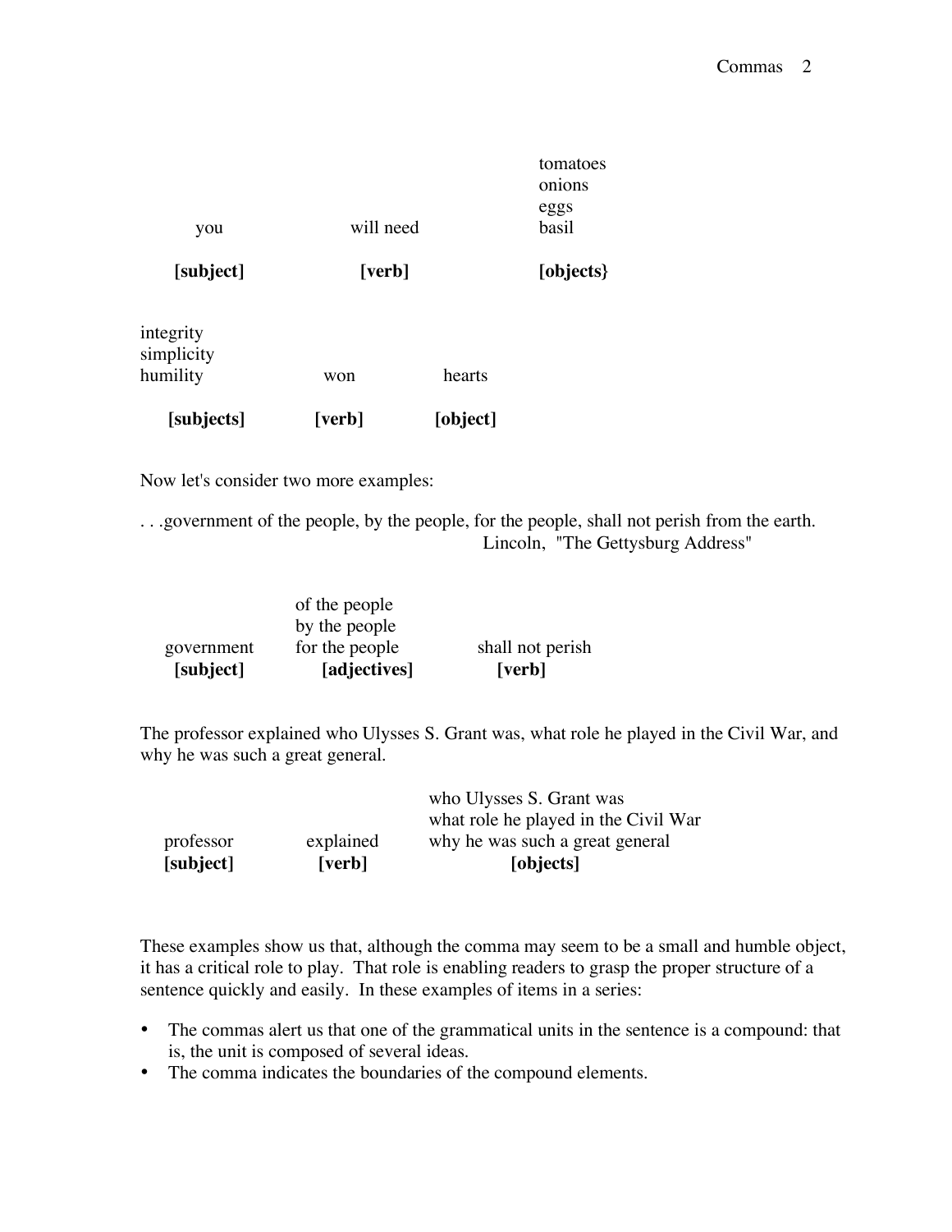| | | |
|---|---|---|
| | | tomatoes |
| | | onions |
| | | eggs |
| you | will need | basil |
| **[subject]** | **[verb]** | **[objects}** |

| | | |
|---|---|---|
| integrity | | |
| simplicity | | |
| humility | won | hearts |
| **[subjects]** | **[verb]** | **[object]** |

Now let's consider two more examples:

. . .government of the people, by the people, for the people, shall not perish from the earth.
Lincoln, "The Gettysburg Address"

| | | |
|---|---|---|
| | of the people | |
| | by the people | |
| government | for the people | shall not perish |
| **[subject]** | **[adjectives]** | **[verb]** |

The professor explained who Ulysses S. Grant was, what role he played in the Civil War, and why he was such a great general.

| | | |
|---|---|---|
| | | who Ulysses S. Grant was |
| | | what role he played in the Civil War |
| professor | explained | why he was such a great general |
| **[subject]** | **[verb]** | **[objects]** |

These examples show us that, although the comma may seem to be a small and humble object, it has a critical role to play. That role is enabling readers to grasp the proper structure of a sentence quickly and easily. In these examples of items in a series:

- The commas alert us that one of the grammatical units in the sentence is a compound: that is, the unit is composed of several ideas.
- The comma indicates the boundaries of the compound elements.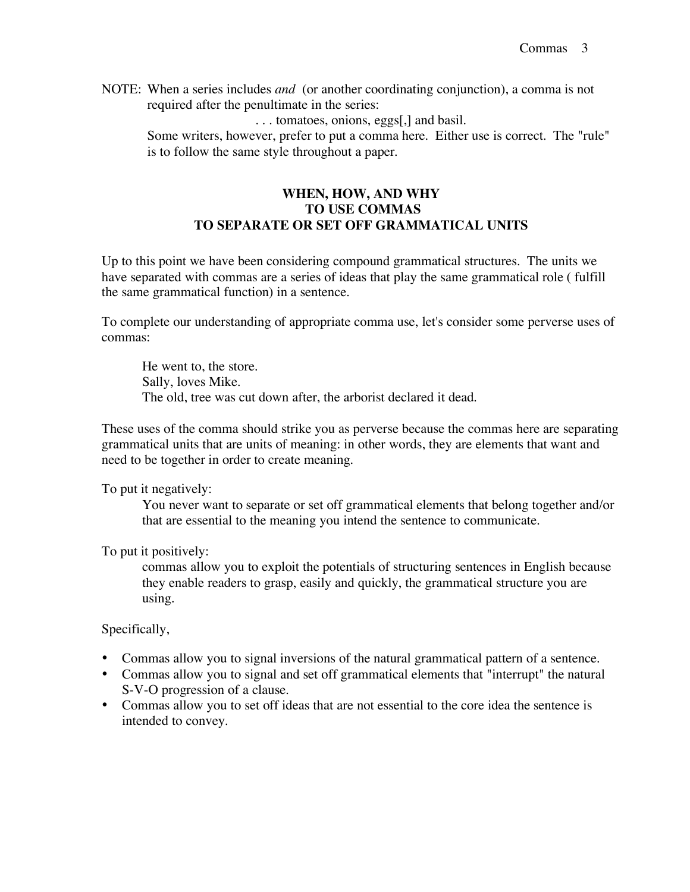NOTE: When a series includes *and* (or another coordinating conjunction), a comma is not required after the penultimate in the series:

. . . tomatoes, onions, eggs[,] and basil.

Some writers, however, prefer to put a comma here. Either use is correct. The "rule" is to follow the same style throughout a paper.

## WHEN, HOW, AND WHY TO USE COMMAS TO SEPARATE OR SET OFF GRAMMATICAL UNITS

Up to this point we have been considering compound grammatical structures. The units we have separated with commas are a series of ideas that play the same grammatical role ( fulfill the same grammatical function) in a sentence.

To complete our understanding of appropriate comma use, let's consider some perverse uses of commas:

> He went to, the store.
> Sally, loves Mike.
> The old, tree was cut down after, the arborist declared it dead.

These uses of the comma should strike you as perverse because the commas here are separating grammatical units that are units of meaning: in other words, they are elements that want and need to be together in order to create meaning.

To put it negatively:

> You never want to separate or set off grammatical elements that belong together and/or that are essential to the meaning you intend the sentence to communicate.

To put it positively:

> commas allow you to exploit the potentials of structuring sentences in English because they enable readers to grasp, easily and quickly, the grammatical structure you are using.

Specifically,

- Commas allow you to signal inversions of the natural grammatical pattern of a sentence.
- Commas allow you to signal and set off grammatical elements that "interrupt" the natural S-V-O progression of a clause.
- Commas allow you to set off ideas that are not essential to the core idea the sentence is intended to convey.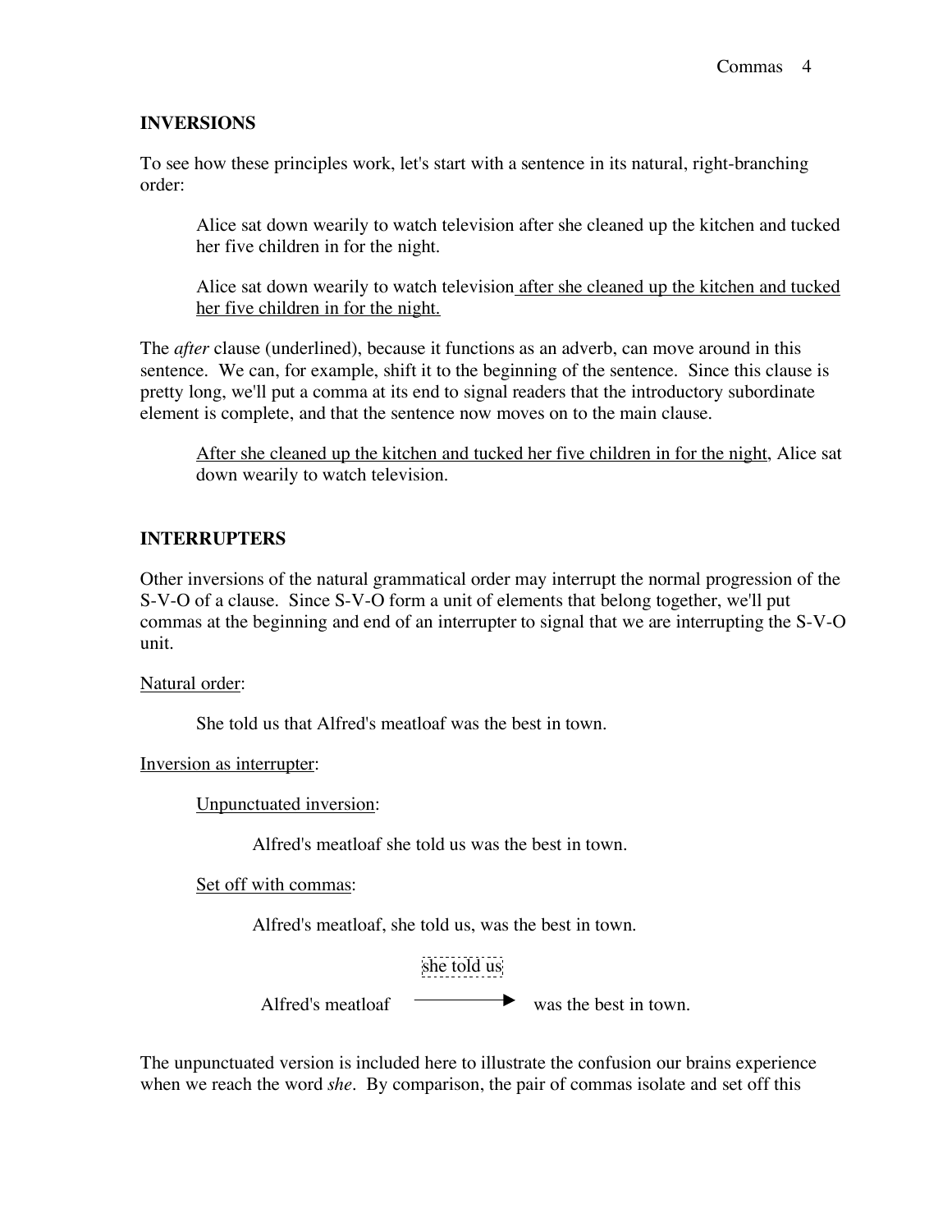## INVERSIONS

To see how these principles work, let's start with a sentence in its natural, right-branching order:

> Alice sat down wearily to watch television after she cleaned up the kitchen and tucked her five children in for the night.

> Alice sat down wearily to watch television <u>after she cleaned up the kitchen and tucked her five children in for the night.</u>

The *after* clause (underlined), because it functions as an adverb, can move around in this sentence. We can, for example, shift it to the beginning of the sentence. Since this clause is pretty long, we'll put a comma at its end to signal readers that the introductory subordinate element is complete, and that the sentence now moves on to the main clause.

> <u>After she cleaned up the kitchen and tucked her five children in for the night</u>, Alice sat down wearily to watch television.

## INTERRUPTERS

Other inversions of the natural grammatical order may interrupt the normal progression of the S-V-O of a clause. Since S-V-O form a unit of elements that belong together, we'll put commas at the beginning and end of an interrupter to signal that we are interrupting the S-V-O unit.

<u>Natural order</u>:

> She told us that Alfred's meatloaf was the best in town.

<u>Inversion as interrupter</u>:

> <u>Unpunctuated inversion</u>:
>
> > Alfred's meatloaf she told us was the best in town.
>
> <u>Set off with commas</u>:
>
> > Alfred's meatloaf, she told us, was the best in town.

```
                 she told us
Alfred's meatloaf  ------->  was the best in town.
```

The unpunctuated version is included here to illustrate the confusion our brains experience when we reach the word *she*. By comparison, the pair of commas isolate and set off this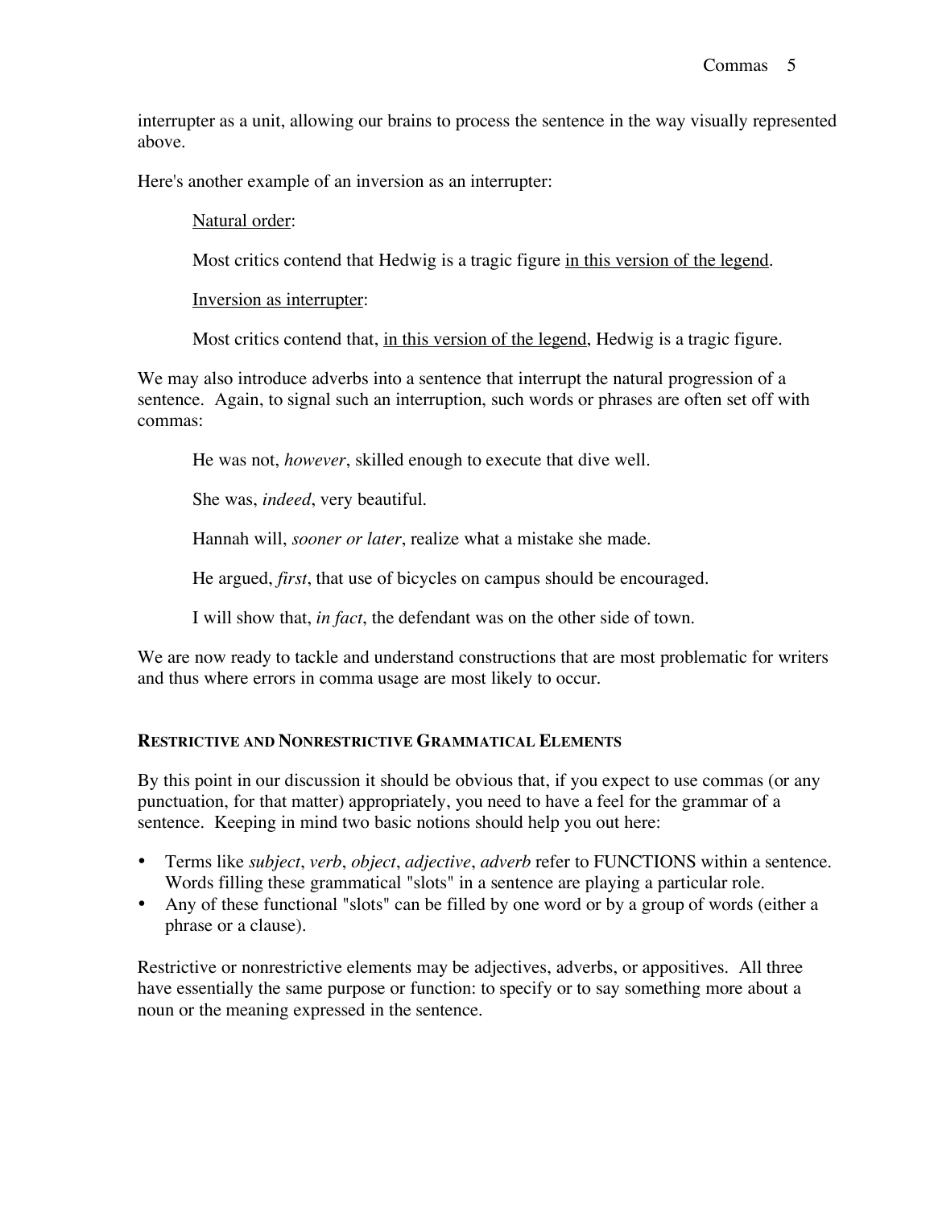interrupter as a unit, allowing our brains to process the sentence in the way visually represented above.

Here's another example of an inversion as an interrupter:

> <u>Natural order</u>:
>
> Most critics contend that Hedwig is a tragic figure <u>in this version of the legend</u>.
>
> <u>Inversion as interrupter</u>:
>
> Most critics contend that, <u>in this version of the legend</u>, Hedwig is a tragic figure.

We may also introduce adverbs into a sentence that interrupt the natural progression of a sentence. Again, to signal such an interruption, such words or phrases are often set off with commas:

> He was not, *however*, skilled enough to execute that dive well.
>
> She was, *indeed*, very beautiful.
>
> Hannah will, *sooner or later*, realize what a mistake she made.
>
> He argued, *first*, that use of bicycles on campus should be encouraged.
>
> I will show that, *in fact*, the defendant was on the other side of town.

We are now ready to tackle and understand constructions that are most problematic for writers and thus where errors in comma usage are most likely to occur.

### RESTRICTIVE AND NONRESTRICTIVE GRAMMATICAL ELEMENTS

By this point in our discussion it should be obvious that, if you expect to use commas (or any punctuation, for that matter) appropriately, you need to have a feel for the grammar of a sentence. Keeping in mind two basic notions should help you out here:

- Terms like *subject*, *verb*, *object*, *adjective*, *adverb* refer to FUNCTIONS within a sentence. Words filling these grammatical "slots" in a sentence are playing a particular role.
- Any of these functional "slots" can be filled by one word or by a group of words (either a phrase or a clause).

Restrictive or nonrestrictive elements may be adjectives, adverbs, or appositives. All three have essentially the same purpose or function: to specify or to say something more about a noun or the meaning expressed in the sentence.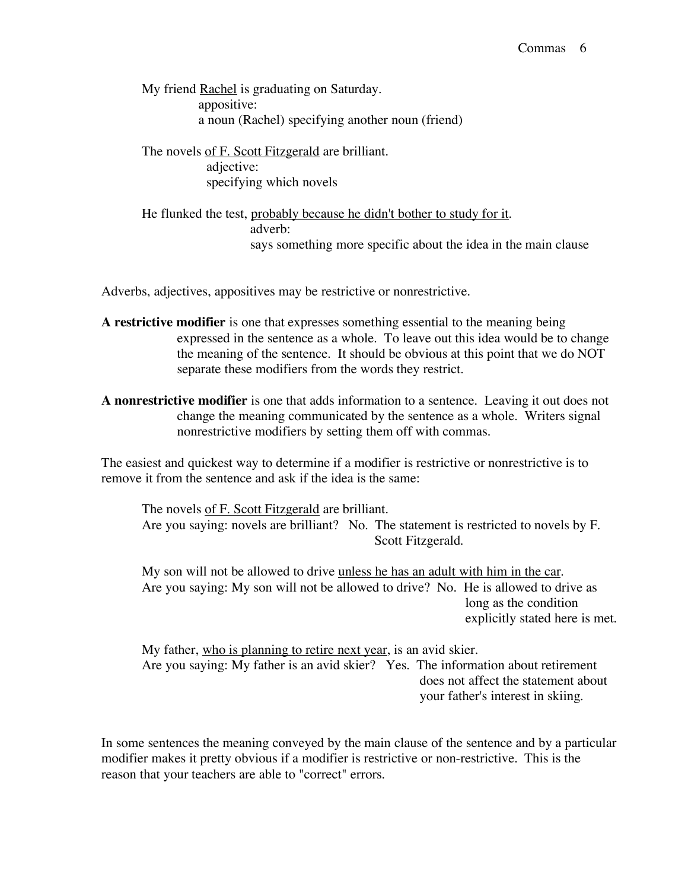My friend <u>Rachel</u> is graduating on Saturday.
appositive:
a noun (Rachel) specifying another noun (friend)

The novels <u>of F. Scott Fitzgerald</u> are brilliant.
adjective:
specifying which novels

He flunked the test, <u>probably because he didn't bother to study for it</u>.
adverb:
says something more specific about the idea in the main clause

Adverbs, adjectives, appositives may be restrictive or nonrestrictive.

**A restrictive modifier** is one that expresses something essential to the meaning being expressed in the sentence as a whole. To leave out this idea would be to change the meaning of the sentence. It should be obvious at this point that we do NOT separate these modifiers from the words they restrict.

**A nonrestrictive modifier** is one that adds information to a sentence. Leaving it out does not change the meaning communicated by the sentence as a whole. Writers signal nonrestrictive modifiers by setting them off with commas.

The easiest and quickest way to determine if a modifier is restrictive or nonrestrictive is to remove it from the sentence and ask if the idea is the same:

The novels <u>of F. Scott Fitzgerald</u> are brilliant.
Are you saying: novels are brilliant? No. The statement is restricted to novels by F. Scott Fitzgerald.

My son will not be allowed to drive <u>unless he has an adult with him in the car</u>.
Are you saying: My son will not be allowed to drive? No. He is allowed to drive as long as the condition explicitly stated here is met.

My father, <u>who is planning to retire next year</u>, is an avid skier.
Are you saying: My father is an avid skier? Yes. The information about retirement does not affect the statement about your father's interest in skiing.

In some sentences the meaning conveyed by the main clause of the sentence and by a particular modifier makes it pretty obvious if a modifier is restrictive or non-restrictive. This is the reason that your teachers are able to "correct" errors.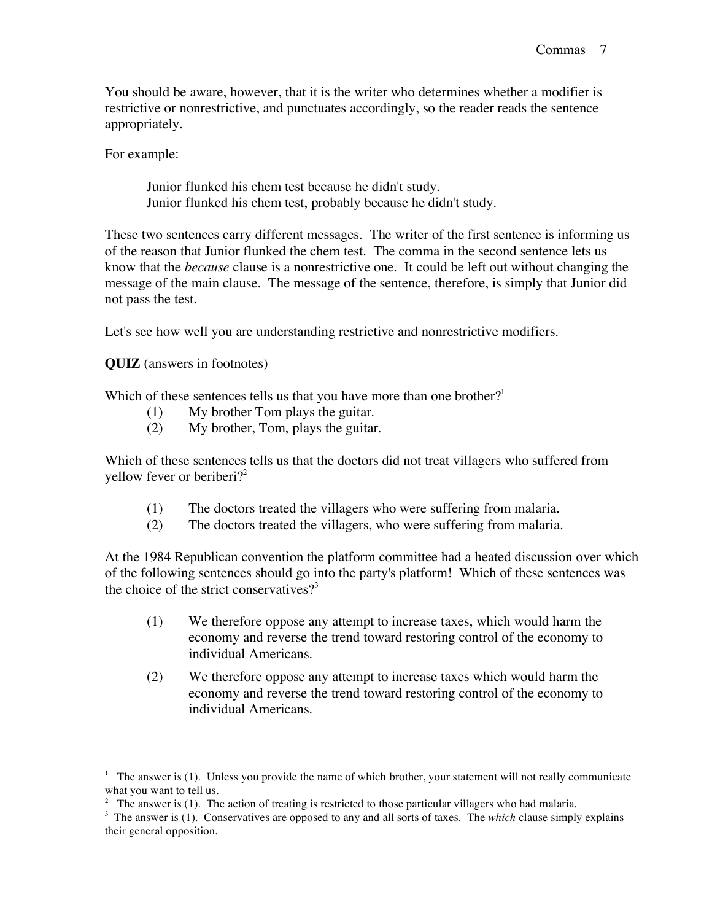You should be aware, however, that it is the writer who determines whether a modifier is restrictive or nonrestrictive, and punctuates accordingly, so the reader reads the sentence appropriately.

For example:

> Junior flunked his chem test because he didn't study.
> Junior flunked his chem test, probably because he didn't study.

These two sentences carry different messages. The writer of the first sentence is informing us of the reason that Junior flunked the chem test. The comma in the second sentence lets us know that the *because* clause is a nonrestrictive one. It could be left out without changing the message of the main clause. The message of the sentence, therefore, is simply that Junior did not pass the test.

Let's see how well you are understanding restrictive and nonrestrictive modifiers.

**QUIZ** (answers in footnotes)

Which of these sentences tells us that you have more than one brother?[1]

(1) My brother Tom plays the guitar.
(2) My brother, Tom, plays the guitar.

Which of these sentences tells us that the doctors did not treat villagers who suffered from yellow fever or beriberi?[2]

(1) The doctors treated the villagers who were suffering from malaria.
(2) The doctors treated the villagers, who were suffering from malaria.

At the 1984 Republican convention the platform committee had a heated discussion over which of the following sentences should go into the party's platform! Which of these sentences was the choice of the strict conservatives?[3]

(1) We therefore oppose any attempt to increase taxes, which would harm the economy and reverse the trend toward restoring control of the economy to individual Americans.

(2) We therefore oppose any attempt to increase taxes which would harm the economy and reverse the trend toward restoring control of the economy to individual Americans.

---

[1] The answer is (1). Unless you provide the name of which brother, your statement will not really communicate what you want to tell us.

[2] The answer is (1). The action of treating is restricted to those particular villagers who had malaria.

[3] The answer is (1). Conservatives are opposed to any and all sorts of taxes. The *which* clause simply explains their general opposition.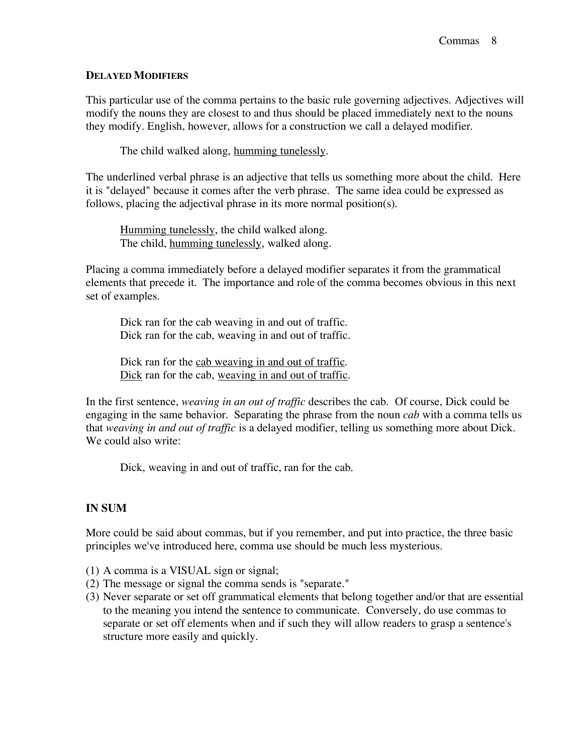## DELAYED MODIFIERS

This particular use of the comma pertains to the basic rule governing adjectives. Adjectives will modify the nouns they are closest to and thus should be placed immediately next to the nouns they modify. English, however, allows for a construction we call a delayed modifier.

> The child walked along, <u>humming tunelessly</u>.

The underlined verbal phrase is an adjective that tells us something more about the child. Here it is "delayed" because it comes after the verb phrase. The same idea could be expressed as follows, placing the adjectival phrase in its more normal position(s).

> <u>Humming tunelessly</u>, the child walked along.
> The child, <u>humming tunelessly</u>, walked along.

Placing a comma immediately before a delayed modifier separates it from the grammatical elements that precede it. The importance and role of the comma becomes obvious in this next set of examples.

> Dick ran for the cab weaving in and out of traffic.
> Dick ran for the cab, weaving in and out of traffic.

> Dick ran for the <u>cab weaving in and out of traffic</u>.
> <u>Dick</u> ran for the cab, <u>weaving in and out of traffic</u>.

In the first sentence, *weaving in an out of traffic* describes the cab. Of course, Dick could be engaging in the same behavior. Separating the phrase from the noun *cab* with a comma tells us that *weaving in and out of traffic* is a delayed modifier, telling us something more about Dick. We could also write:

> Dick, weaving in and out of traffic, ran for the cab.

## IN SUM

More could be said about commas, but if you remember, and put into practice, the three basic principles we've introduced here, comma use should be much less mysterious.

(1) A comma is a VISUAL sign or signal;
(2) The message or signal the comma sends is "separate."
(3) Never separate or set off grammatical elements that belong together and/or that are essential to the meaning you intend the sentence to communicate. Conversely, do use commas to separate or set off elements when and if such they will allow readers to grasp a sentence's structure more easily and quickly.